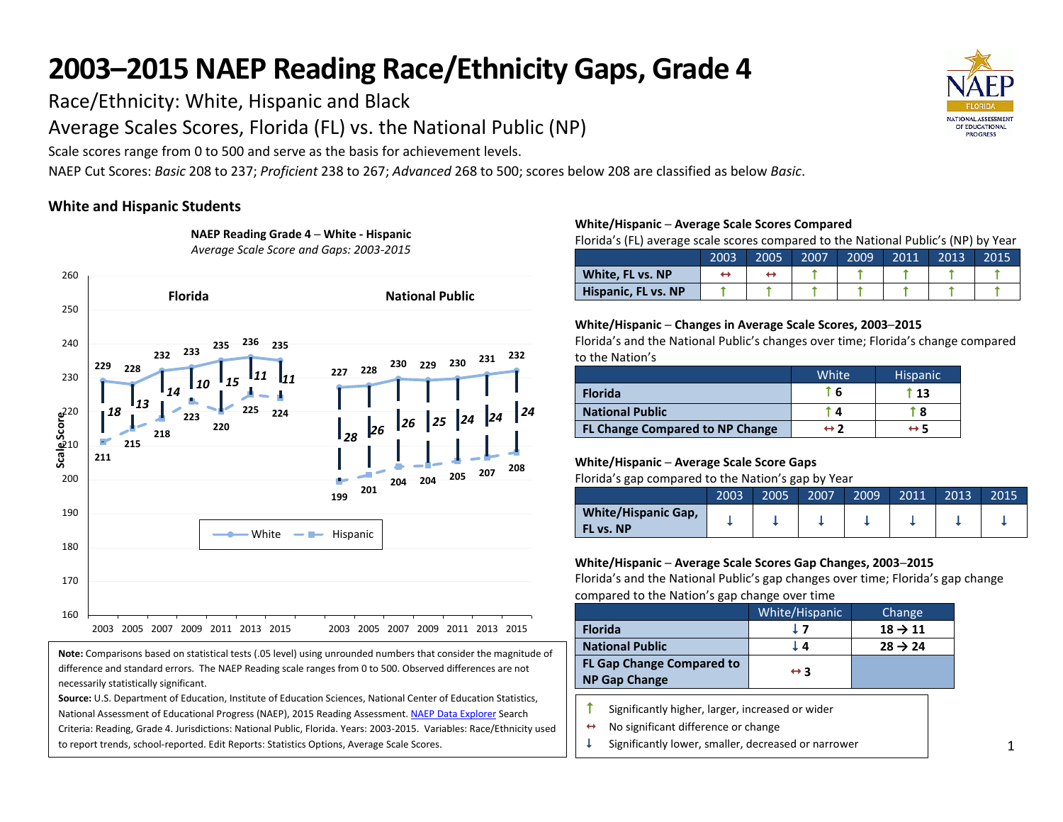# 2003–2015 NAEP Reading Race/Ethnicity Gaps, Grade 4

Race/Ethnicity: White, Hispanic and Black

Average Scales Scores, Florida (FL) vs. the National Public (NP)

Scale scores range from 0 to 500 and serve as the basis for achievement levels.

NAEP Cut Scores: *Basic* 208 to 237; *Proficient* 238 to 267; *Advanced* 268 to 500; scores below 208 are classified as below *Basic*.

## White and Hispanic Students

**NAEP Reading Grade 4 – White - Hispanic**
*Average Scale Score and Gaps: 2003-2015*

| | 2003 | 2005 | 2007 | 2009 | 2011 | 2013 | 2015 |
|---|---|---|---|---|---|---|---|
| Florida – White | 229 | 228 | 232 | 233 | 235 | 236 | 235 |
| Florida – Hispanic | 211 | 215 | 218 | 223 | 220 | 225 | 224 |
| Florida – Gap | 18 | 13 | 14 | 10 | 15 | 11 | 11 |
| National Public – White | 227 | 228 | 230 | 229 | 230 | 231 | 232 |
| National Public – Hispanic | 199 | 201 | 204 | 204 | 205 | 207 | 208 |
| National Public – Gap | 28 | 26 | 26 | 25 | 24 | 24 | 24 |

**Note:** Comparisons based on statistical tests (.05 level) using unrounded numbers that consider the magnitude of difference and standard errors. The NAEP Reading scale ranges from 0 to 500. Observed differences are not necessarily statistically significant.

**Source:** U.S. Department of Education, Institute of Education Sciences, National Center of Education Statistics, National Assessment of Educational Progress (NAEP), 2015 Reading Assessment. NAEP Data Explorer Search Criteria: Reading, Grade 4. Jurisdictions: National Public, Florida. Years: 2003-2015. Variables: Race/Ethnicity used to report trends, school-reported. Edit Reports: Statistics Options, Average Scale Scores.

**White/Hispanic – Average Scale Scores Compared**
Florida's (FL) average scale scores compared to the National Public's (NP) by Year

| | 2003 | 2005 | 2007 | 2009 | 2011 | 2013 | 2015 |
|---|---|---|---|---|---|---|---|
| White, FL vs. NP | ↔ | ↔ | ↑ | ↑ | ↑ | ↑ | ↑ |
| Hispanic, FL vs. NP | ↑ | ↑ | ↑ | ↑ | ↑ | ↑ | ↑ |

**White/Hispanic – Changes in Average Scale Scores, 2003–2015**
Florida's and the National Public's changes over time; Florida's change compared to the Nation's

| | White | Hispanic |
|---|---|---|
| Florida | ↑ 6 | ↑ 13 |
| National Public | ↑ 4 | ↑ 8 |
| FL Change Compared to NP Change | ↔ 2 | ↔ 5 |

**White/Hispanic – Average Scale Score Gaps**
Florida's gap compared to the Nation's gap by Year

| | 2003 | 2005 | 2007 | 2009 | 2011 | 2013 | 2015 |
|---|---|---|---|---|---|---|---|
| White/Hispanic Gap, FL vs. NP | ↓ | ↓ | ↓ | ↓ | ↓ | ↓ | ↓ |

**White/Hispanic – Average Scale Scores Gap Changes, 2003–2015**
Florida's and the National Public's gap changes over time; Florida's gap change compared to the Nation's gap change over time

| | White/Hispanic | Change |
|---|---|---|
| Florida | ↓ 7 | 18 → 11 |
| National Public | ↓ 4 | 28 → 24 |
| FL Gap Change Compared to NP Gap Change | ↔ 3 | |

↑ Significantly higher, larger, increased or wider
↔ No significant difference or change
↓ Significantly lower, smaller, decreased or narrower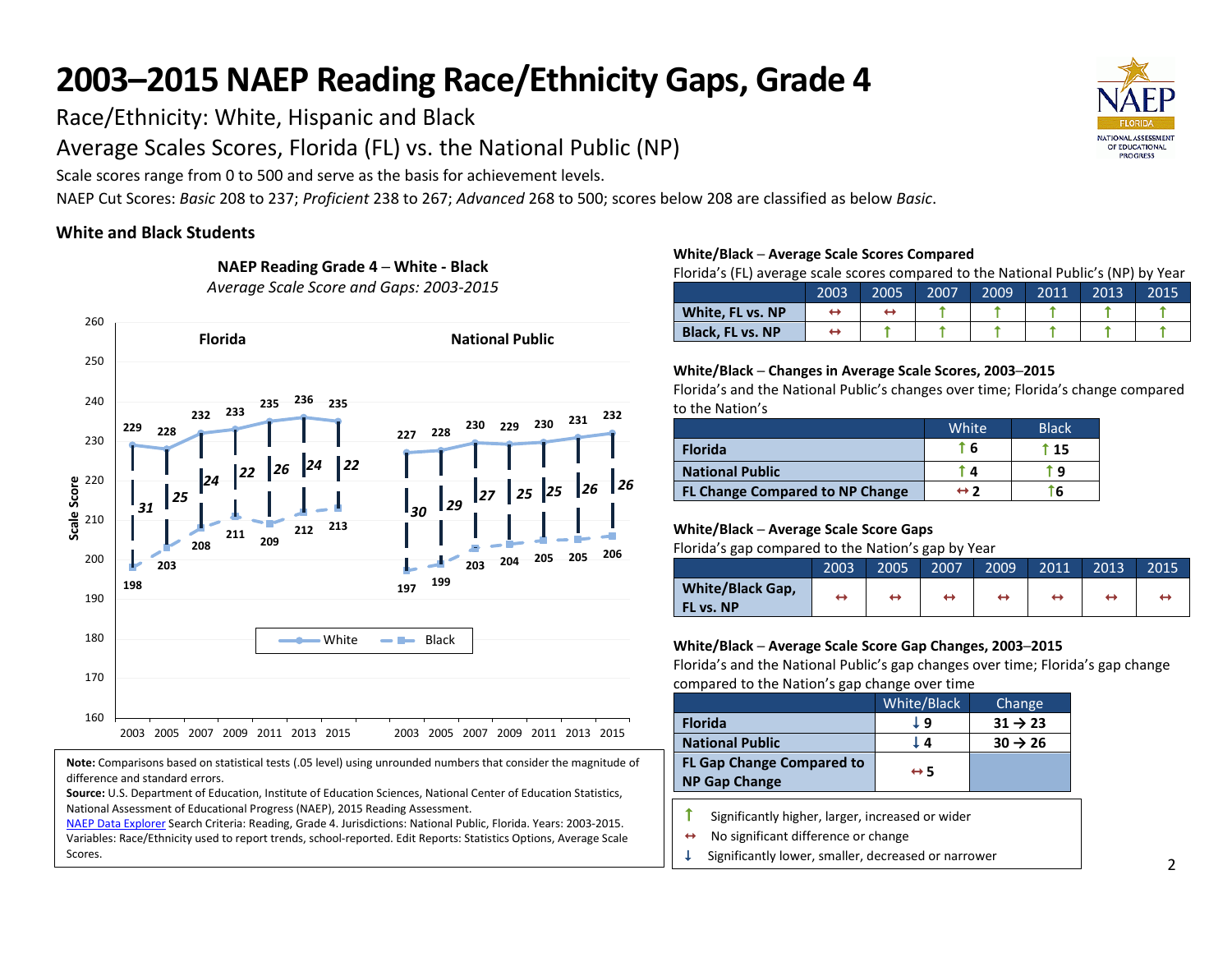# 2003–2015 NAEP Reading Race/Ethnicity Gaps, Grade 4

Race/Ethnicity: White, Hispanic and Black

Average Scales Scores, Florida (FL) vs. the National Public (NP)

Scale scores range from 0 to 500 and serve as the basis for achievement levels.

NAEP Cut Scores: *Basic* 208 to 237; *Proficient* 238 to 267; *Advanced* 268 to 500; scores below 208 are classified as below *Basic*.

### White and Black Students

**NAEP Reading Grade 4 – White - Black**
*Average Scale Score and Gaps: 2003-2015*

| | Florida | | | | | | | National Public | | | | | | |
|---|---|---|---|---|---|---|---|---|---|---|---|---|---|---|
| | 2003 | 2005 | 2007 | 2009 | 2011 | 2013 | 2015 | 2003 | 2005 | 2007 | 2009 | 2011 | 2013 | 2015 |
| White | 229 | 228 | 232 | 233 | 235 | 236 | 235 | 227 | 228 | 230 | 229 | 230 | 231 | 232 |
| Black | 198 | 203 | 208 | 211 | 209 | 212 | 213 | 197 | 199 | 203 | 204 | 205 | 205 | 206 |
| Gap | *31* | *25* | *24* | *22* | *26* | *24* | *22* | *30* | *29* | *27* | *25* | *25* | *26* | *26* |

**Note:** Comparisons based on statistical tests (.05 level) using unrounded numbers that consider the magnitude of difference and standard errors.
**Source:** U.S. Department of Education, Institute of Education Sciences, National Center of Education Statistics, National Assessment of Educational Progress (NAEP), 2015 Reading Assessment.
NAEP Data Explorer Search Criteria: Reading, Grade 4. Jurisdictions: National Public, Florida. Years: 2003-2015. Variables: Race/Ethnicity used to report trends, school-reported. Edit Reports: Statistics Options, Average Scale Scores.

**White/Black – Average Scale Scores Compared**
Florida's (FL) average scale scores compared to the National Public's (NP) by Year

| | 2003 | 2005 | 2007 | 2009 | 2011 | 2013 | 2015 |
|---|---|---|---|---|---|---|---|
| **White, FL vs. NP** | ↔ | ↔ | ↑ | ↑ | ↑ | ↑ | ↑ |
| **Black, FL vs. NP** | ↔ | ↑ | ↑ | ↑ | ↑ | ↑ | ↑ |

**White/Black – Changes in Average Scale Scores, 2003–2015**
Florida's and the National Public's changes over time; Florida's change compared to the Nation's

| | White | Black |
|---|---|---|
| **Florida** | ↑ 6 | ↑ 15 |
| **National Public** | ↑ 4 | ↑ 9 |
| **FL Change Compared to NP Change** | ↔ 2 | ↑6 |

**White/Black – Average Scale Score Gaps**
Florida's gap compared to the Nation's gap by Year

| | 2003 | 2005 | 2007 | 2009 | 2011 | 2013 | 2015 |
|---|---|---|---|---|---|---|---|
| **White/Black Gap, FL vs. NP** | ↔ | ↔ | ↔ | ↔ | ↔ | ↔ | ↔ |

**White/Black – Average Scale Score Gap Changes, 2003–2015**
Florida's and the National Public's gap changes over time; Florida's gap change compared to the Nation's gap change over time

| | White/Black | Change |
|---|---|---|
| **Florida** | ↓ 9 | **31 → 23** |
| **National Public** | ↓ 4 | **30 → 26** |
| **FL Gap Change Compared to NP Gap Change** | ↔ 5 | |

↑ Significantly higher, larger, increased or wider
↔ No significant difference or change
↓ Significantly lower, smaller, decreased or narrower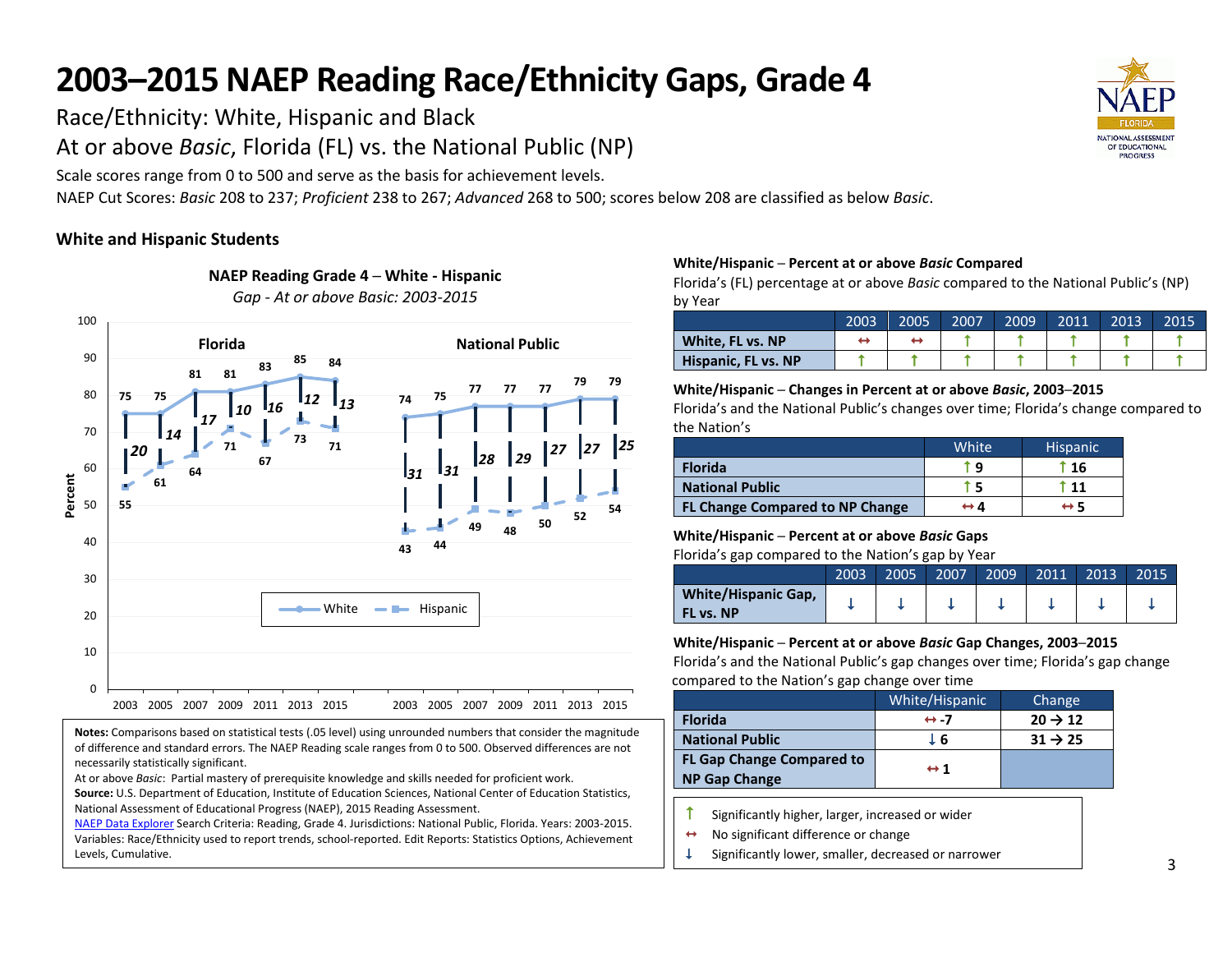# 2003–2015 NAEP Reading Race/Ethnicity Gaps, Grade 4

Race/Ethnicity: White, Hispanic and Black

At or above *Basic*, Florida (FL) vs. the National Public (NP)

Scale scores range from 0 to 500 and serve as the basis for achievement levels.

NAEP Cut Scores: *Basic* 208 to 237; *Proficient* 238 to 267; *Advanced* 268 to 500; scores below 208 are classified as below *Basic*.

### White and Hispanic Students

**NAEP Reading Grade 4 – White - Hispanic**

*Gap - At or above Basic: 2003-2015*

| | 2003 | 2005 | 2007 | 2009 | 2011 | 2013 | 2015 |
|---|---|---|---|---|---|---|---|
| **Florida** – White | 75 | 75 | 81 | 81 | 83 | 85 | 84 |
| **Florida** – Hispanic | 55 | 61 | 64 | 71 | 67 | 73 | 71 |
| **Florida** – Gap | 20 | 14 | 17 | 10 | 16 | 12 | 13 |
| **National Public** – White | 74 | 75 | 77 | 77 | 77 | 79 | 79 |
| **National Public** – Hispanic | 43 | 44 | 49 | 48 | 50 | 52 | 54 |
| **National Public** – Gap | 31 | 31 | 28 | 29 | 27 | 27 | 25 |

**Notes:** Comparisons based on statistical tests (.05 level) using unrounded numbers that consider the magnitude of difference and standard errors. The NAEP Reading scale ranges from 0 to 500. Observed differences are not necessarily statistically significant.

At or above *Basic*: Partial mastery of prerequisite knowledge and skills needed for proficient work.

**Source:** U.S. Department of Education, Institute of Education Sciences, National Center of Education Statistics, National Assessment of Educational Progress (NAEP), 2015 Reading Assessment.

NAEP Data Explorer Search Criteria: Reading, Grade 4. Jurisdictions: National Public, Florida. Years: 2003-2015. Variables: Race/Ethnicity used to report trends, school-reported. Edit Reports: Statistics Options, Achievement Levels, Cumulative.

**White/Hispanic – Percent at or above *Basic* Compared**

Florida's (FL) percentage at or above *Basic* compared to the National Public's (NP) by Year

| | 2003 | 2005 | 2007 | 2009 | 2011 | 2013 | 2015 |
|---|---|---|---|---|---|---|---|
| **White, FL vs. NP** | ↔ | ↔ | ↑ | ↑ | ↑ | ↑ | ↑ |
| **Hispanic, FL vs. NP** | ↑ | ↑ | ↑ | ↑ | ↑ | ↑ | ↑ |

**White/Hispanic – Changes in Percent at or above *Basic*, 2003–2015**

Florida's and the National Public's changes over time; Florida's change compared to the Nation's

| | White | Hispanic |
|---|---|---|
| **Florida** | ↑ 9 | ↑ 16 |
| **National Public** | ↑ 5 | ↑ 11 |
| **FL Change Compared to NP Change** | ↔ 4 | ↔ 5 |

**White/Hispanic – Percent at or above *Basic* Gaps**

Florida's gap compared to the Nation's gap by Year

| | 2003 | 2005 | 2007 | 2009 | 2011 | 2013 | 2015 |
|---|---|---|---|---|---|---|---|
| **White/Hispanic Gap, FL vs. NP** | ↓ | ↓ | ↓ | ↓ | ↓ | ↓ | ↓ |

**White/Hispanic – Percent at or above *Basic* Gap Changes, 2003–2015**

Florida's and the National Public's gap changes over time; Florida's gap change compared to the Nation's gap change over time

| | White/Hispanic | Change |
|---|---|---|
| **Florida** | ↔ -7 | 20 → 12 |
| **National Public** | ↓ 6 | 31 → 25 |
| **FL Gap Change Compared to NP Gap Change** | ↔ 1 | |

↑ Significantly higher, larger, increased or wider

↔ No significant difference or change

↓ Significantly lower, smaller, decreased or narrower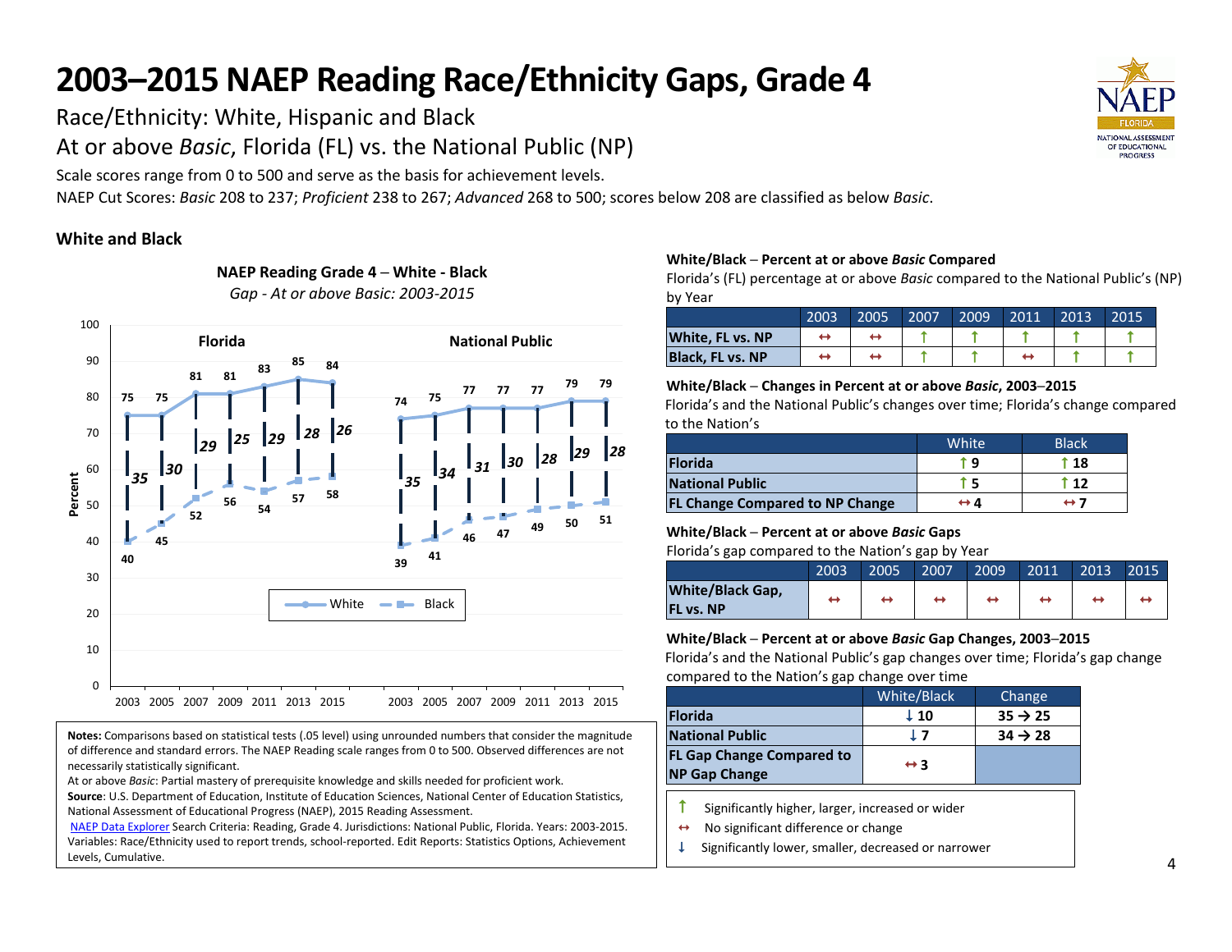# 2003–2015 NAEP Reading Race/Ethnicity Gaps, Grade 4

Race/Ethnicity: White, Hispanic and Black

At or above *Basic*, Florida (FL) vs. the National Public (NP)

Scale scores range from 0 to 500 and serve as the basis for achievement levels.

NAEP Cut Scores: *Basic* 208 to 237; *Proficient* 238 to 267; *Advanced* 268 to 500; scores below 208 are classified as below *Basic*.

## White and Black

**NAEP Reading Grade 4 – White - Black**

*Gap - At or above Basic: 2003-2015*

| | 2003 | 2005 | 2007 | 2009 | 2011 | 2013 | 2015 |
|---|---|---|---|---|---|---|---|
| **Florida** – White | 75 | 75 | 81 | 81 | 83 | 85 | 84 |
| **Florida** – Black | 40 | 45 | 52 | 56 | 54 | 57 | 58 |
| **Florida** – Gap | 35 | 30 | 29 | 25 | 29 | 28 | 26 |
| **National Public** – White | 74 | 75 | 77 | 77 | 77 | 79 | 79 |
| **National Public** – Black | 39 | 41 | 46 | 47 | 49 | 50 | 51 |
| **National Public** – Gap | 35 | 34 | 31 | 30 | 28 | 29 | 28 |

**Notes:** Comparisons based on statistical tests (.05 level) using unrounded numbers that consider the magnitude of difference and standard errors. The NAEP Reading scale ranges from 0 to 500. Observed differences are not necessarily statistically significant.

At or above *Basic*: Partial mastery of prerequisite knowledge and skills needed for proficient work.

**Source**: U.S. Department of Education, Institute of Education Sciences, National Center of Education Statistics, National Assessment of Educational Progress (NAEP), 2015 Reading Assessment.

NAEP Data Explorer Search Criteria: Reading, Grade 4. Jurisdictions: National Public, Florida. Years: 2003-2015. Variables: Race/Ethnicity used to report trends, school-reported. Edit Reports: Statistics Options, Achievement Levels, Cumulative.

**White/Black – Percent at or above *Basic* Compared**

Florida's (FL) percentage at or above *Basic* compared to the National Public's (NP) by Year

| | 2003 | 2005 | 2007 | 2009 | 2011 | 2013 | 2015 |
|---|---|---|---|---|---|---|---|
| **White, FL vs. NP** | ↔ | ↔ | ↑ | ↑ | ↑ | ↑ | ↑ |
| **Black, FL vs. NP** | ↔ | ↔ | ↑ | ↑ | ↔ | ↑ | ↑ |

**White/Black – Changes in Percent at or above *Basic*, 2003–2015**

Florida's and the National Public's changes over time; Florida's change compared to the Nation's

| | White | Black |
|---|---|---|
| **Florida** | ↑ 9 | ↑ 18 |
| **National Public** | ↑ 5 | ↑ 12 |
| **FL Change Compared to NP Change** | ↔ 4 | ↔ 7 |

**White/Black – Percent at or above *Basic* Gaps**

Florida's gap compared to the Nation's gap by Year

| | 2003 | 2005 | 2007 | 2009 | 2011 | 2013 | 2015 |
|---|---|---|---|---|---|---|---|
| **White/Black Gap, FL vs. NP** | ↔ | ↔ | ↔ | ↔ | ↔ | ↔ | ↔ |

**White/Black – Percent at or above *Basic* Gap Changes, 2003–2015**

Florida's and the National Public's gap changes over time; Florida's gap change compared to the Nation's gap change over time

| | White/Black | Change |
|---|---|---|
| **Florida** | ↓ 10 | 35 → 25 |
| **National Public** | ↓ 7 | 34 → 28 |
| **FL Gap Change Compared to NP Gap Change** | ↔ 3 | |

↑ Significantly higher, larger, increased or wider

↔ No significant difference or change

↓ Significantly lower, smaller, decreased or narrower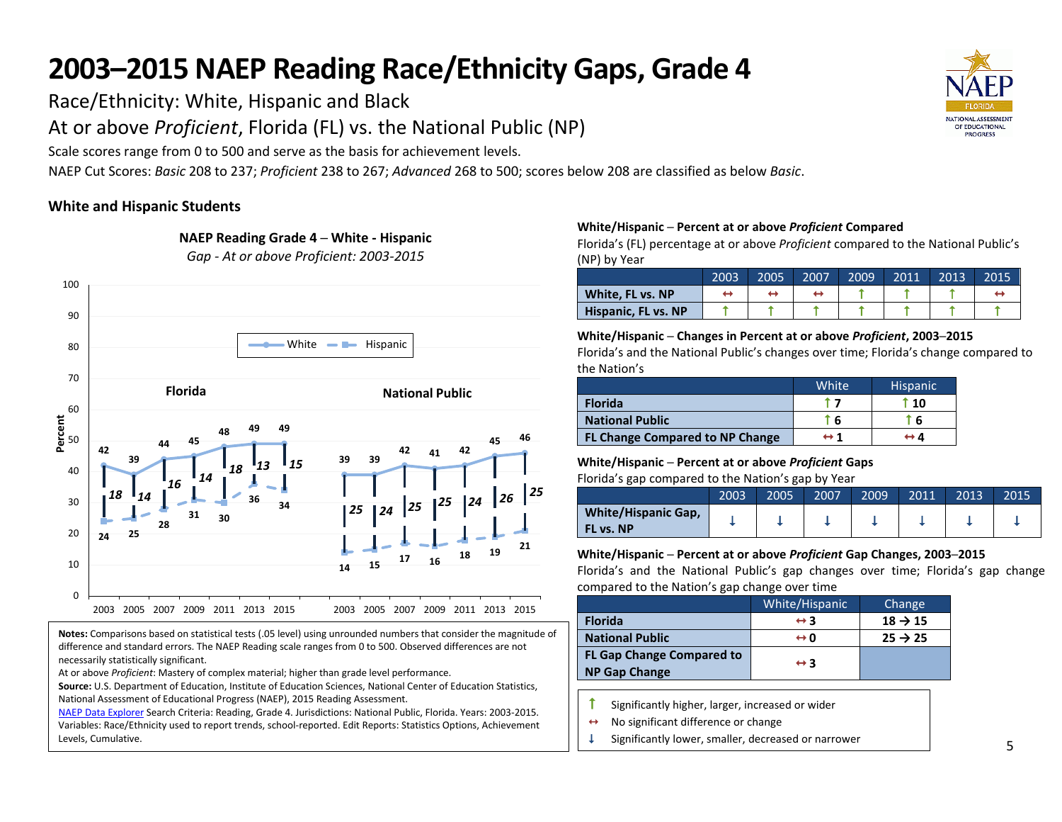# 2003–2015 NAEP Reading Race/Ethnicity Gaps, Grade 4

Race/Ethnicity: White, Hispanic and Black

At or above *Proficient*, Florida (FL) vs. the National Public (NP)

Scale scores range from 0 to 500 and serve as the basis for achievement levels.

NAEP Cut Scores: *Basic* 208 to 237; *Proficient* 238 to 267; *Advanced* 268 to 500; scores below 208 are classified as below *Basic*.

## White and Hispanic Students

**NAEP Reading Grade 4 – White - Hispanic**

*Gap - At or above Proficient: 2003-2015*

| | Year | White | Hispanic | Gap |
|---|---|---|---|---|
| Florida | 2003 | 42 | 24 | 18 |
| Florida | 2005 | 39 | 25 | 14 |
| Florida | 2007 | 44 | 28 | 16 |
| Florida | 2009 | 45 | 31 | 14 |
| Florida | 2011 | 48 | 30 | 18 |
| Florida | 2013 | 49 | 36 | 13 |
| Florida | 2015 | 49 | 34 | 15 |
| National Public | 2003 | 39 | 14 | 25 |
| National Public | 2005 | 39 | 15 | 24 |
| National Public | 2007 | 42 | 17 | 25 |
| National Public | 2009 | 41 | 16 | 25 |
| National Public | 2011 | 42 | 18 | 24 |
| National Public | 2013 | 45 | 19 | 26 |
| National Public | 2015 | 46 | 21 | 25 |

**Notes:** Comparisons based on statistical tests (.05 level) using unrounded numbers that consider the magnitude of difference and standard errors. The NAEP Reading scale ranges from 0 to 500. Observed differences are not necessarily statistically significant.

At or above *Proficient*: Mastery of complex material; higher than grade level performance.

**Source:** U.S. Department of Education, Institute of Education Sciences, National Center of Education Statistics, National Assessment of Educational Progress (NAEP), 2015 Reading Assessment.

NAEP Data Explorer Search Criteria: Reading, Grade 4. Jurisdictions: National Public, Florida. Years: 2003-2015. Variables: Race/Ethnicity used to report trends, school-reported. Edit Reports: Statistics Options, Achievement Levels, Cumulative.

**White/Hispanic – Percent at or above *Proficient* Compared**

Florida's (FL) percentage at or above *Proficient* compared to the National Public's (NP) by Year

| | 2003 | 2005 | 2007 | 2009 | 2011 | 2013 | 2015 |
|---|---|---|---|---|---|---|---|
| **White, FL vs. NP** | ↔ | ↔ | ↔ | ↑ | ↑ | ↑ | ↔ |
| **Hispanic, FL vs. NP** | ↑ | ↑ | ↑ | ↑ | ↑ | ↑ | ↑ |

**White/Hispanic – Changes in Percent at or above *Proficient*, 2003–2015**

Florida's and the National Public's changes over time; Florida's change compared to the Nation's

| | White | Hispanic |
|---|---|---|
| **Florida** | ↑ 7 | ↑ 10 |
| **National Public** | ↑ 6 | ↑ 6 |
| **FL Change Compared to NP Change** | ↔ 1 | ↔ 4 |

**White/Hispanic – Percent at or above *Proficient* Gaps**

Florida's gap compared to the Nation's gap by Year

| | 2003 | 2005 | 2007 | 2009 | 2011 | 2013 | 2015 |
|---|---|---|---|---|---|---|---|
| **White/Hispanic Gap, FL vs. NP** | ↓ | ↓ | ↓ | ↓ | ↓ | ↓ | ↓ |

**White/Hispanic – Percent at or above *Proficient* Gap Changes, 2003–2015**

Florida's and the National Public's gap changes over time; Florida's gap change compared to the Nation's gap change over time

| | White/Hispanic | Change |
|---|---|---|
| **Florida** | ↔ 3 | 18 → 15 |
| **National Public** | ↔ 0 | 25 → 25 |
| **FL Gap Change Compared to NP Gap Change** | ↔ 3 | |

↑ Significantly higher, larger, increased or wider

↔ No significant difference or change

↓ Significantly lower, smaller, decreased or narrower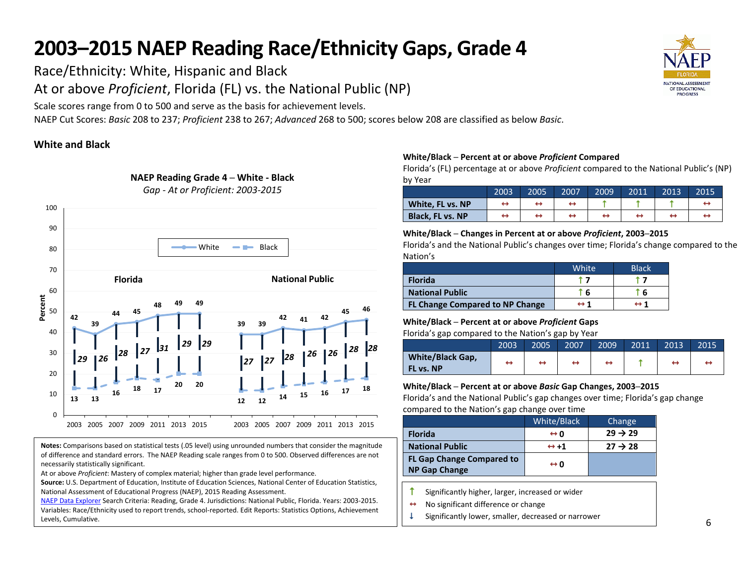# 2003–2015 NAEP Reading Race/Ethnicity Gaps, Grade 4

Race/Ethnicity: White, Hispanic and Black

At or above *Proficient*, Florida (FL) vs. the National Public (NP)

Scale scores range from 0 to 500 and serve as the basis for achievement levels.

NAEP Cut Scores: *Basic* 208 to 237; *Proficient* 238 to 267; *Advanced* 268 to 500; scores below 208 are classified as below *Basic*.

## White and Black

**NAEP Reading Grade 4 – White - Black**

*Gap - At or Proficient: 2003-2015*

White
Black

Florida
National Public

Percent

100
90
80
70
60
50
40
30
20
10
0

Florida: 2003 2005 2007 2009 2011 2013 2015
White: 42 39 44 45 48 49 49
Gap: 29 26 28 27 31 29 29
Black: 13 13 16 18 17 20 20

National Public: 2003 2005 2007 2009 2011 2013 2015
White: 39 39 42 41 42 45 46
Gap: 27 27 28 26 26 28 28
Black: 12 12 14 15 16 17 18

**Notes:** Comparisons based on statistical tests (.05 level) using unrounded numbers that consider the magnitude of difference and standard errors. The NAEP Reading scale ranges from 0 to 500. Observed differences are not necessarily statistically significant.

At or above *Proficient*: Mastery of complex material; higher than grade level performance.

**Source:** U.S. Department of Education, Institute of Education Sciences, National Center of Education Statistics, National Assessment of Educational Progress (NAEP), 2015 Reading Assessment.

NAEP Data Explorer Search Criteria: Reading, Grade 4. Jurisdictions: National Public, Florida. Years: 2003-2015. Variables: Race/Ethnicity used to report trends, school-reported. Edit Reports: Statistics Options, Achievement Levels, Cumulative.

**White/Black – Percent at or above *Proficient* Compared**

Florida's (FL) percentage at or above *Proficient* compared to the National Public's (NP) by Year

| | 2003 | 2005 | 2007 | 2009 | 2011 | 2013 | 2015 |
|---|---|---|---|---|---|---|---|
| **White, FL vs. NP** | ↔ | ↔ | ↔ | ↑ | ↑ | ↑ | ↔ |
| **Black, FL vs. NP** | ↔ | ↔ | ↔ | ↔ | ↔ | ↔ | ↔ |

**White/Black – Changes in Percent at or above *Proficient*, 2003–2015**

Florida's and the National Public's changes over time; Florida's change compared to the Nation's

| | White | Black |
|---|---|---|
| **Florida** | ↑ 7 | ↑ 7 |
| **National Public** | ↑ 6 | ↑ 6 |
| **FL Change Compared to NP Change** | ↔ 1 | ↔ 1 |

**White/Black – Percent at or above *Proficient* Gaps**

Florida's gap compared to the Nation's gap by Year

| | 2003 | 2005 | 2007 | 2009 | 2011 | 2013 | 2015 |
|---|---|---|---|---|---|---|---|
| **White/Black Gap, FL vs. NP** | ↔ | ↔ | ↔ | ↔ | ↑ | ↔ | ↔ |

**White/Black – Percent at or above *Basic* Gap Changes, 2003–2015**

Florida's and the National Public's gap changes over time; Florida's gap change compared to the Nation's gap change over time

| | White/Black | Change |
|---|---|---|
| **Florida** | ↔ 0 | 29 → 29 |
| **National Public** | ↔ +1 | 27 → 28 |
| **FL Gap Change Compared to NP Gap Change** | ↔ 0 | |

↑ Significantly higher, larger, increased or wider

↔ No significant difference or change

↓ Significantly lower, smaller, decreased or narrower